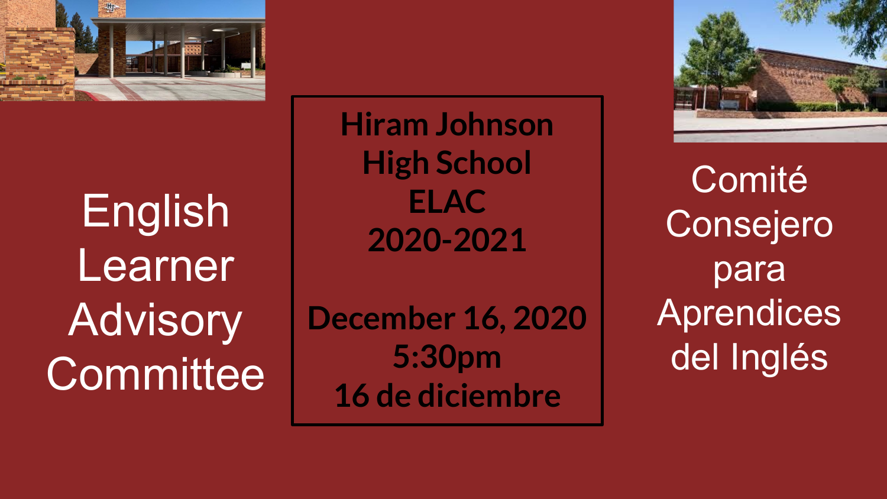# English Learner Advisory Committee

**Hiram Johnson High School**
**ELAC**
**2020-2021**

**December 16, 2020**
**5:30pm**
**16 de diciembre**

# Comité Consejero para Aprendices del Inglés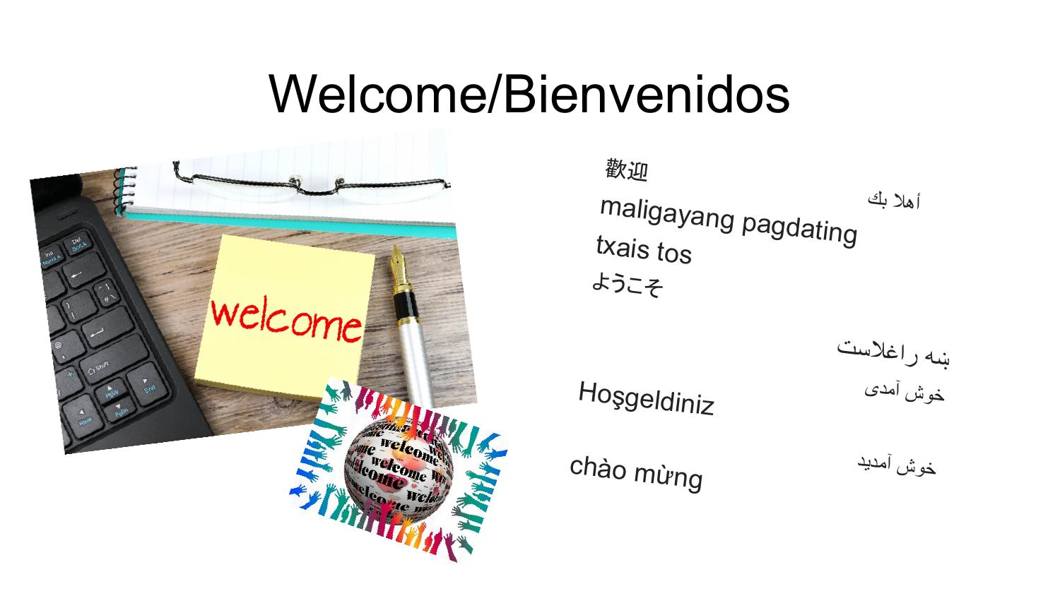# Welcome/Bienvenidos

歡迎

maligayang pagdating

txais tos

ようこそ

Hoşgeldiniz

chào mừng

أهلا بك

بنه راغلاست

خوش آمدی

خوش آمدید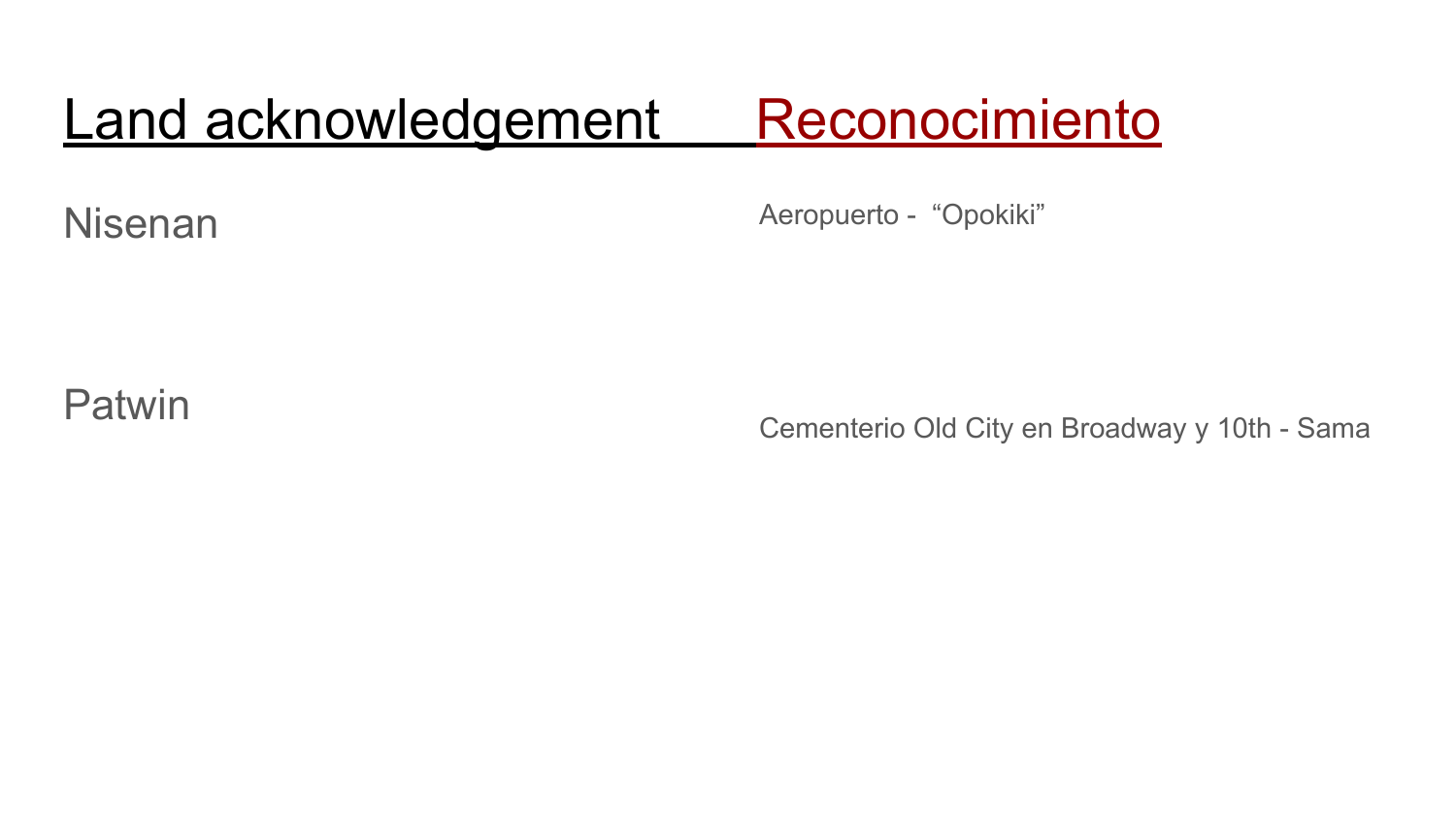# Land acknowledgement Reconocimiento

Nisenan

Aeropuerto - "Opokiki"

Patwin

Cementerio Old City en Broadway y 10th - Sama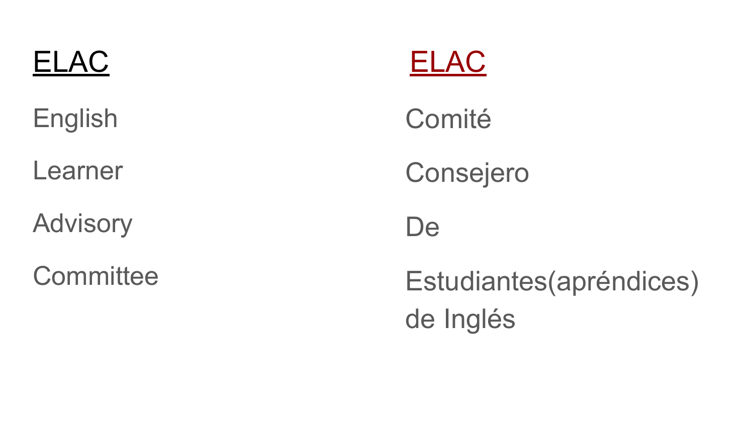## ELAC

English

Learner

Advisory

Committee

## ELAC

Comité

Consejero

De

Estudiantes(apréndices) de Inglés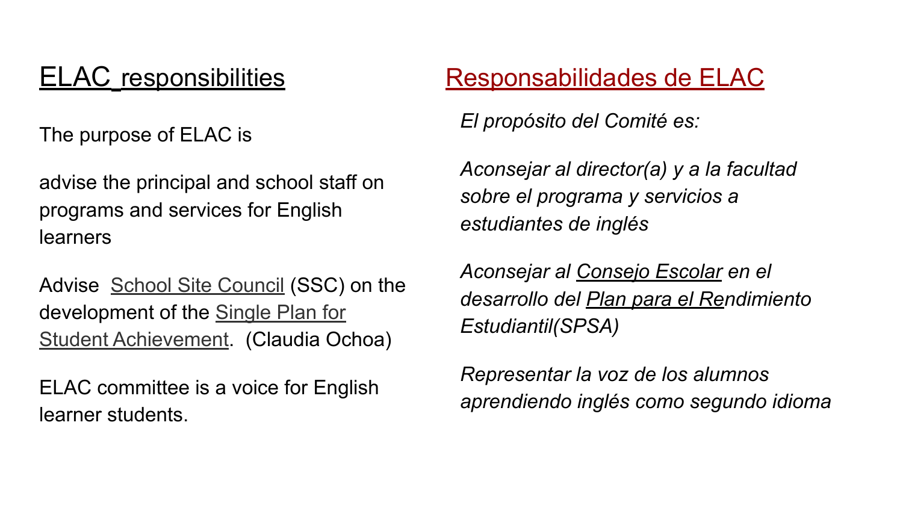## ELAC responsibilities

The purpose of ELAC is

advise the principal and school staff on programs and services for English learners

Advise School Site Council (SSC) on the development of the Single Plan for Student Achievement. (Claudia Ochoa)

ELAC committee is a voice for English learner students.

## Responsabilidades de ELAC

*El propósito del Comité es:*

*Aconsejar al director(a) y a la facultad sobre el programa y servicios a estudiantes de inglés*

*Aconsejar al Consejo Escolar en el desarrollo del Plan para el Rendimiento Estudiantil(SPSA)*

*Representar la voz de los alumnos aprendiendo inglés como segundo idioma*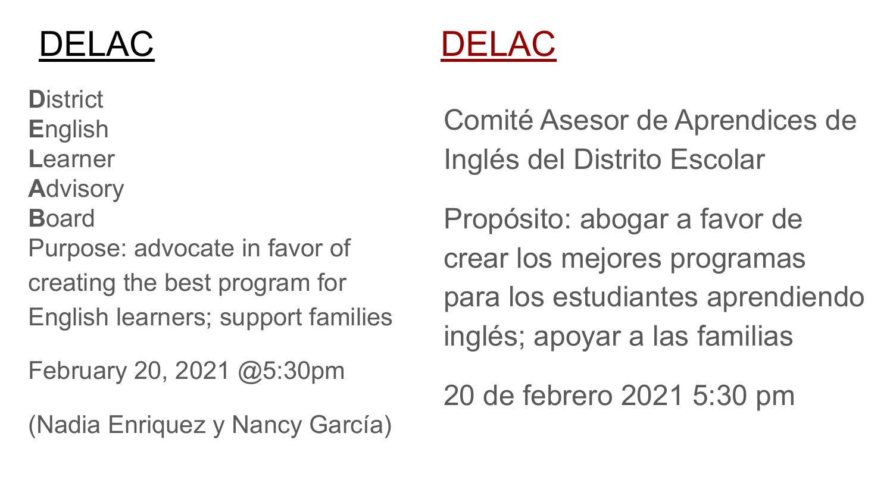# DELAC

**D**istrict
**E**nglish
**L**earner
**A**dvisory
**B**oard

Purpose: advocate in favor of creating the best program for English learners; support families

February 20, 2021 @5:30pm

(Nadia Enriquez y Nancy García)

# DELAC

Comité Asesor de Aprendices de Inglés del Distrito Escolar

Propósito: abogar a favor de crear los mejores programas para los estudiantes aprendiendo inglés; apoyar a las familias

20 de febrero 2021 5:30 pm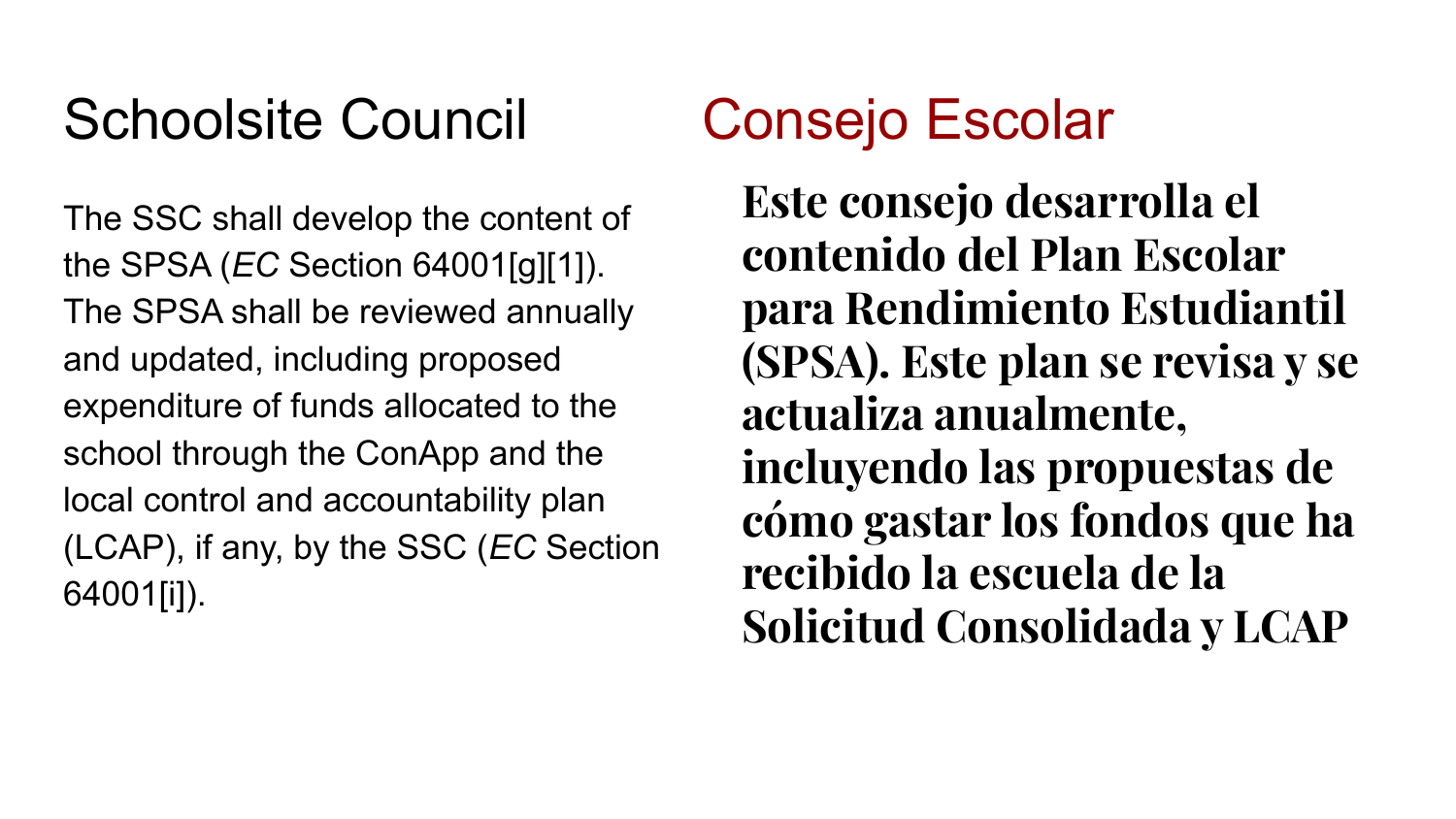## Schoolsite Council

The SSC shall develop the content of the SPSA (*EC* Section 64001[g][1]). The SPSA shall be reviewed annually and updated, including proposed expenditure of funds allocated to the school through the ConApp and the local control and accountability plan (LCAP), if any, by the SSC (*EC* Section 64001[i]).

## Consejo Escolar

**Este consejo desarrolla el contenido del Plan Escolar para Rendimiento Estudiantil (SPSA). Este plan se revisa y se actualiza anualmente, incluyendo las propuestas de cómo gastar los fondos que ha recibido la escuela de la Solicitud Consolidada y LCAP**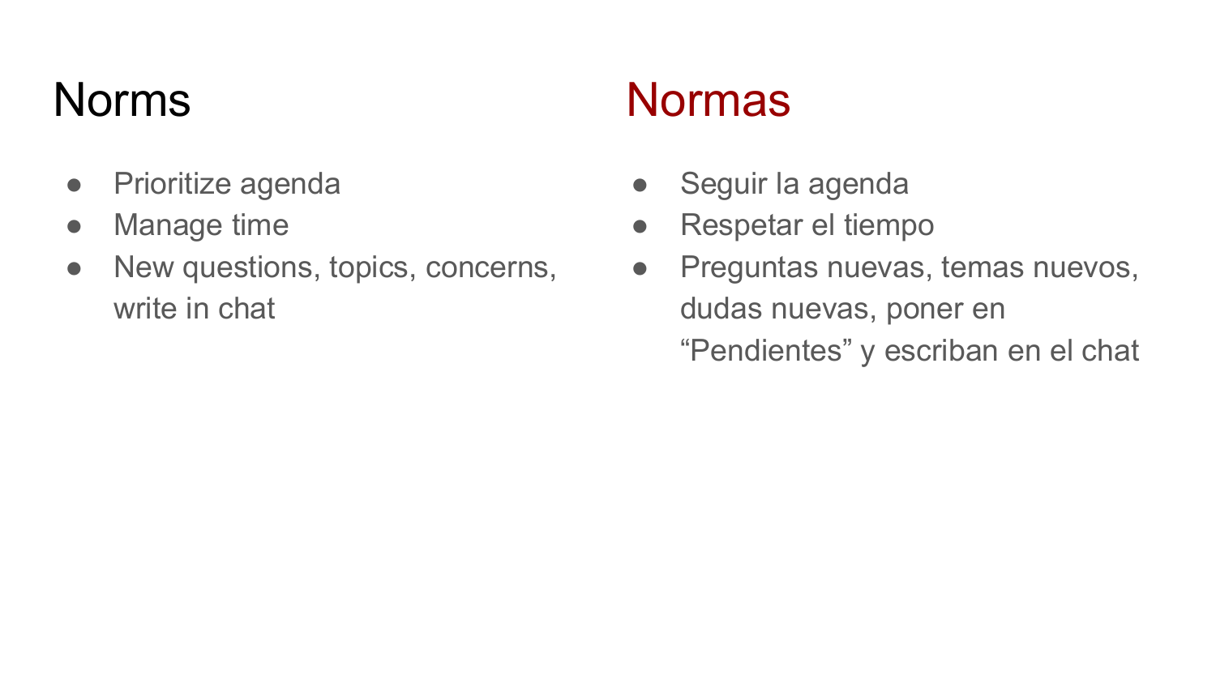# Norms

- Prioritize agenda
- Manage time
- New questions, topics, concerns, write in chat

# Normas

- Seguir la agenda
- Respetar el tiempo
- Preguntas nuevas, temas nuevos, dudas nuevas, poner en “Pendientes” y escriban en el chat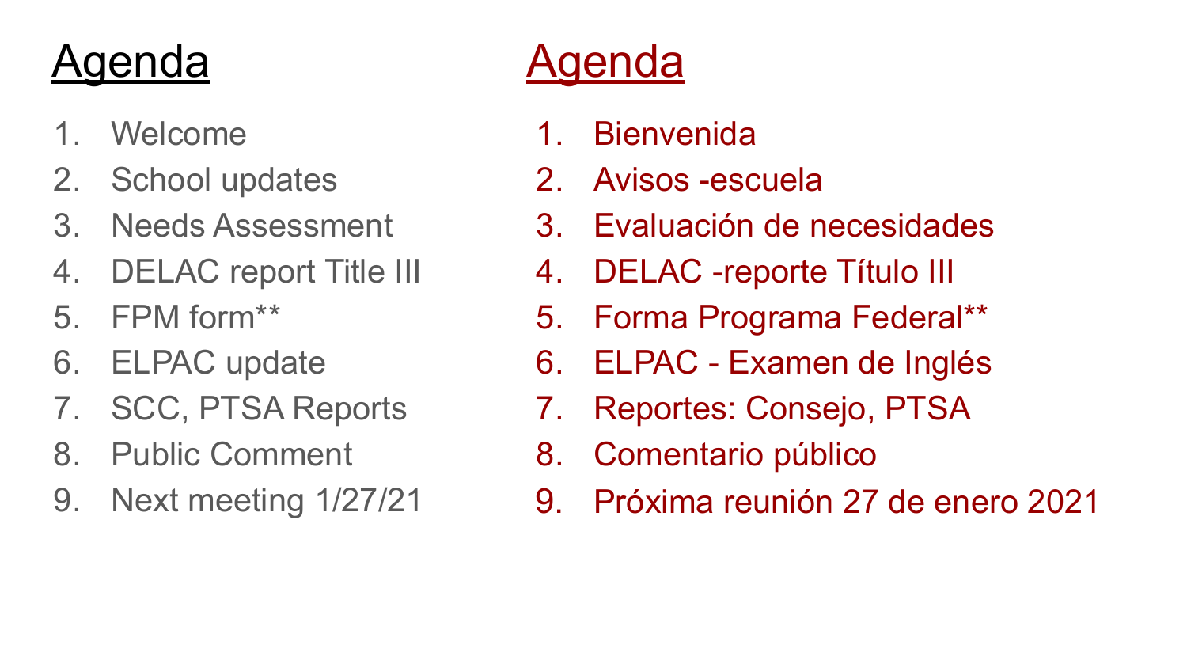# Agenda

1. Welcome
2. School updates
3. Needs Assessment
4. DELAC report Title III
5. FPM form**
6. ELPAC update
7. SCC, PTSA Reports
8. Public Comment
9. Next meeting 1/27/21

# Agenda

1. Bienvenida
2. Avisos -escuela
3. Evaluación de necesidades
4. DELAC -reporte Título III
5. Forma Programa Federal**
6. ELPAC - Examen de Inglés
7. Reportes: Consejo, PTSA
8. Comentario público
9. Próxima reunión 27 de enero 2021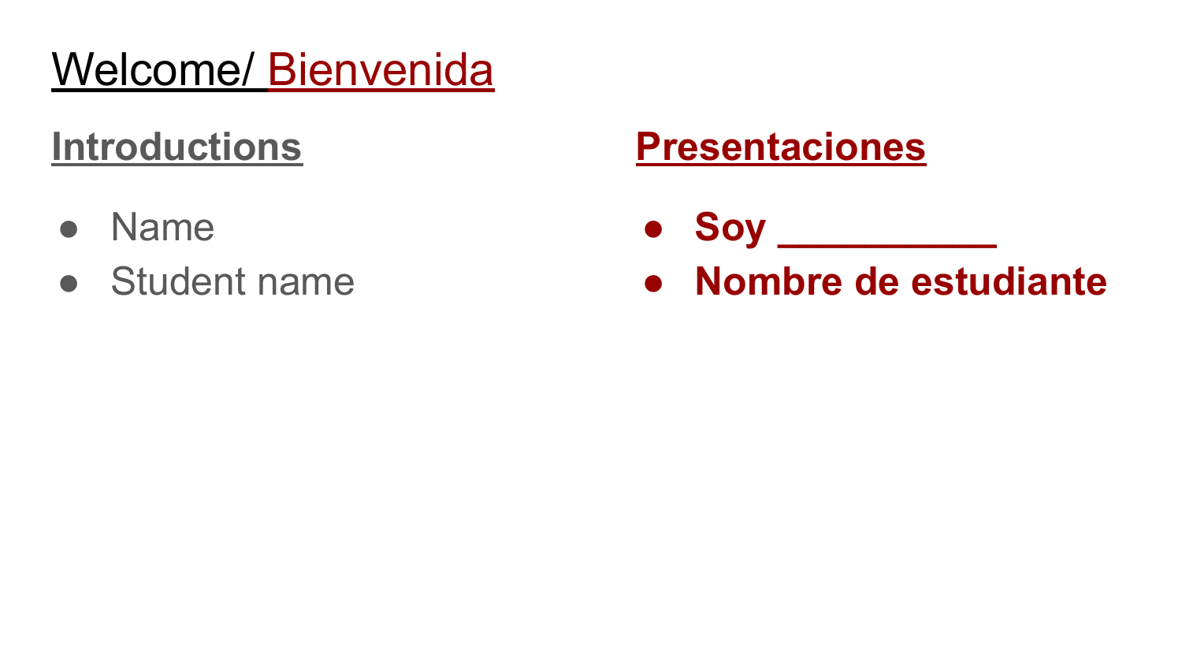# Welcome/ Bienvenida

## Introductions

- Name
- Student name

## Presentaciones

- **Soy __________**
- **Nombre de estudiante**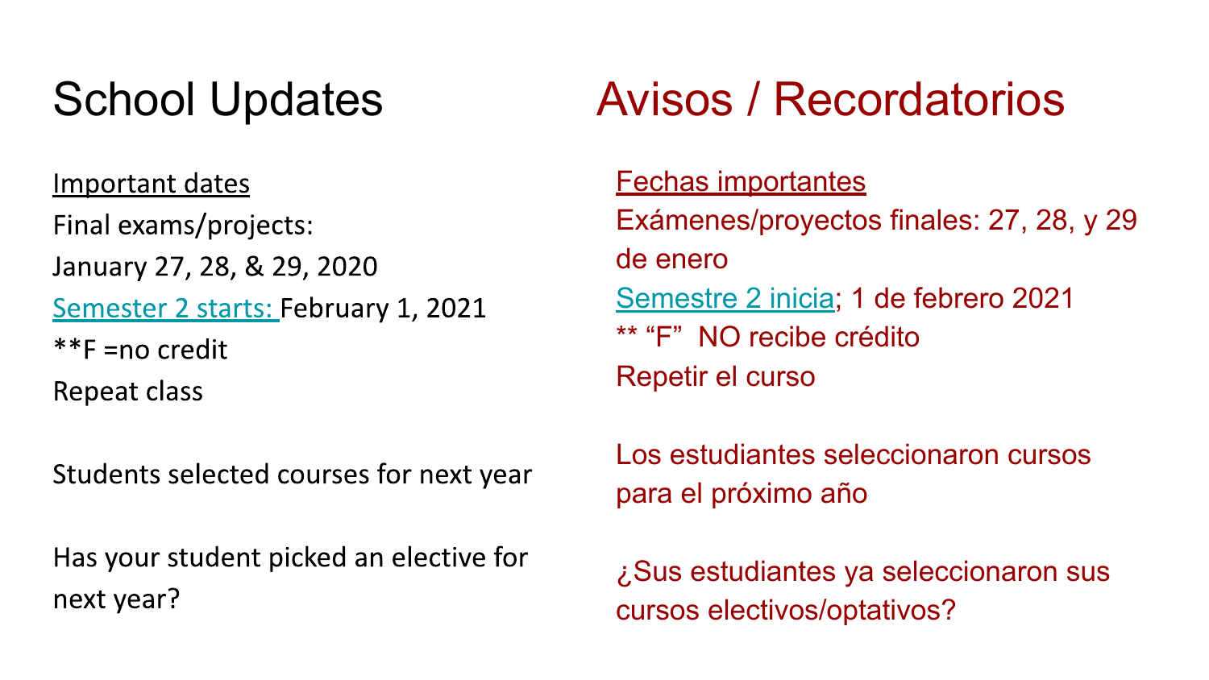# School Updates

<u>Important dates</u>

Final exams/projects:

January 27, 28, & 29, 2020

Semester 2 starts: February 1, 2021

**F =no credit

Repeat class

Students selected courses for next year

Has your student picked an elective for next year?

# Avisos / Recordatorios

<u>Fechas importantes</u>

Exámenes/proyectos finales: 27, 28, y 29 de enero

Semestre 2 inicia; 1 de febrero 2021

** "F" NO recibe crédito

Repetir el curso

Los estudiantes seleccionaron cursos para el próximo año

¿Sus estudiantes ya seleccionaron sus cursos electivos/optativos?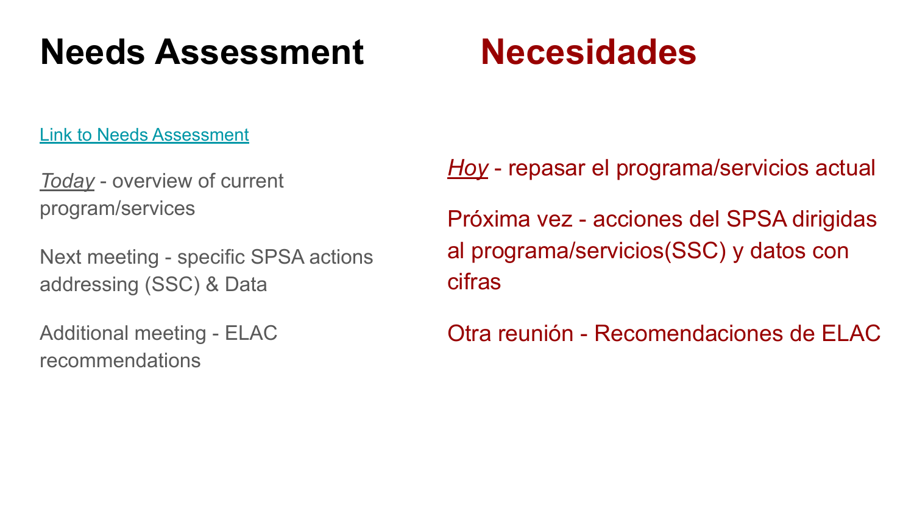# Needs Assessment

[Link to Needs Assessment]()

*Today* - overview of current program/services

Next meeting - specific SPSA actions addressing (SSC) & Data

Additional meeting - ELAC recommendations

# Necesidades

*Hoy* - repasar el programa/servicios actual

Próxima vez - acciones del SPSA dirigidas al programa/servicios(SSC) y datos con cifras

Otra reunión - Recomendaciones de ELAC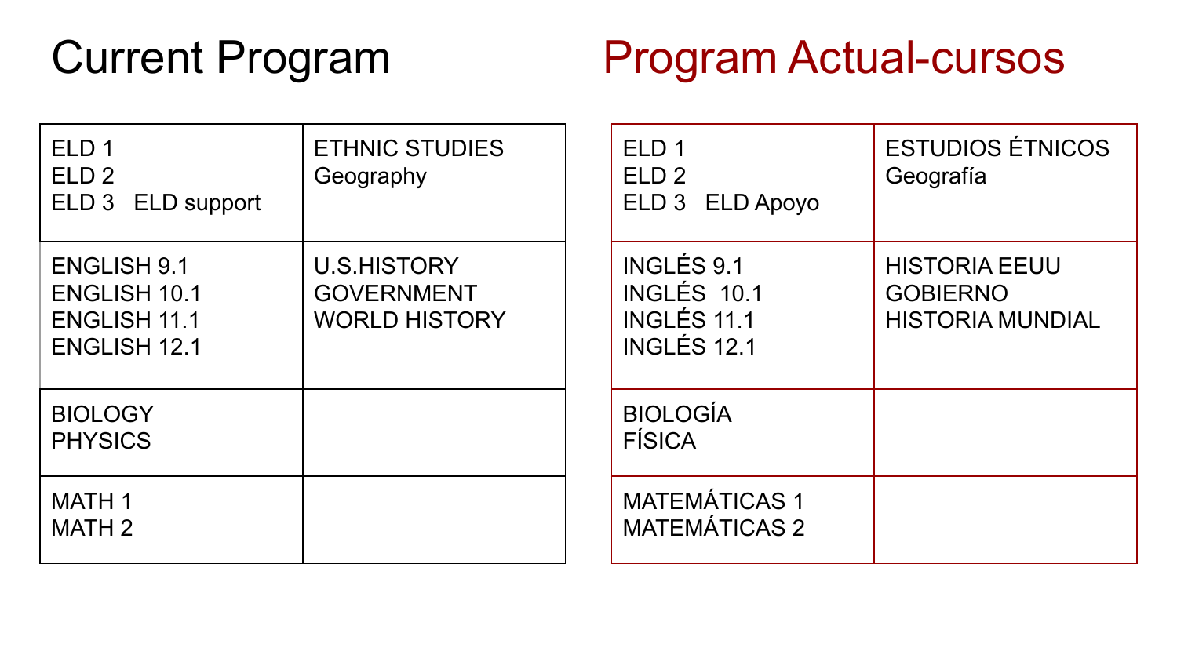# Current Program

| | |
|---|---|
| ELD 1<br>ELD 2<br>ELD 3 ELD support | ETHNIC STUDIES<br>Geography |
| ENGLISH 9.1<br>ENGLISH 10.1<br>ENGLISH 11.1<br>ENGLISH 12.1 | U.S.HISTORY<br>GOVERNMENT<br>WORLD HISTORY |
| BIOLOGY<br>PHYSICS | |
| MATH 1<br>MATH 2 | |

# Program Actual-cursos

| | |
|---|---|
| ELD 1<br>ELD 2<br>ELD 3 ELD Apoyo | ESTUDIOS ÉTNICOS<br>Geografía |
| INGLÉS 9.1<br>INGLÉS 10.1<br>INGLÉS 11.1<br>INGLÉS 12.1 | HISTORIA EEUU<br>GOBIERNO<br>HISTORIA MUNDIAL |
| BIOLOGÍA<br>FÍSICA | |
| MATEMÁTICAS 1<br>MATEMÁTICAS 2 | |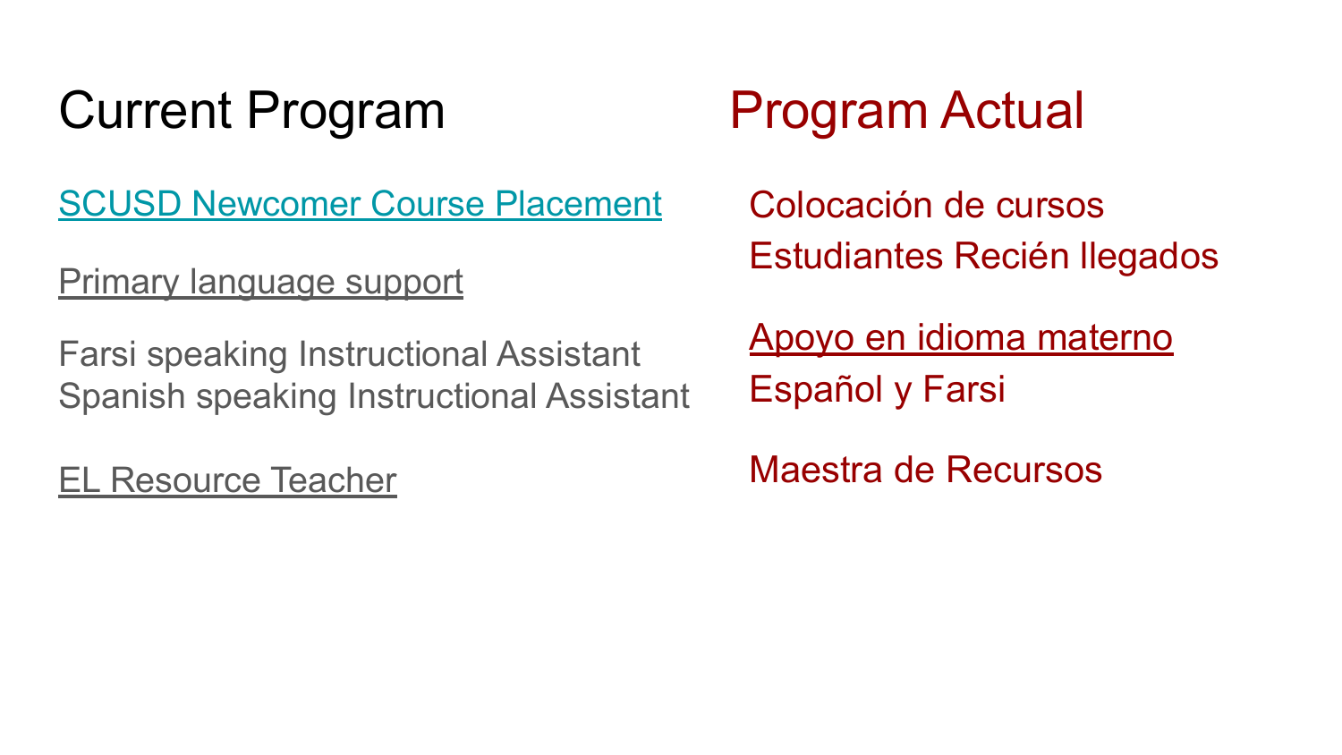## Current Program

SCUSD Newcomer Course Placement

Primary language support

Farsi speaking Instructional Assistant
Spanish speaking Instructional Assistant

EL Resource Teacher

## Program Actual

Colocación de cursos
Estudiantes Recién llegados

Apoyo en idioma materno
Español y Farsi

Maestra de Recursos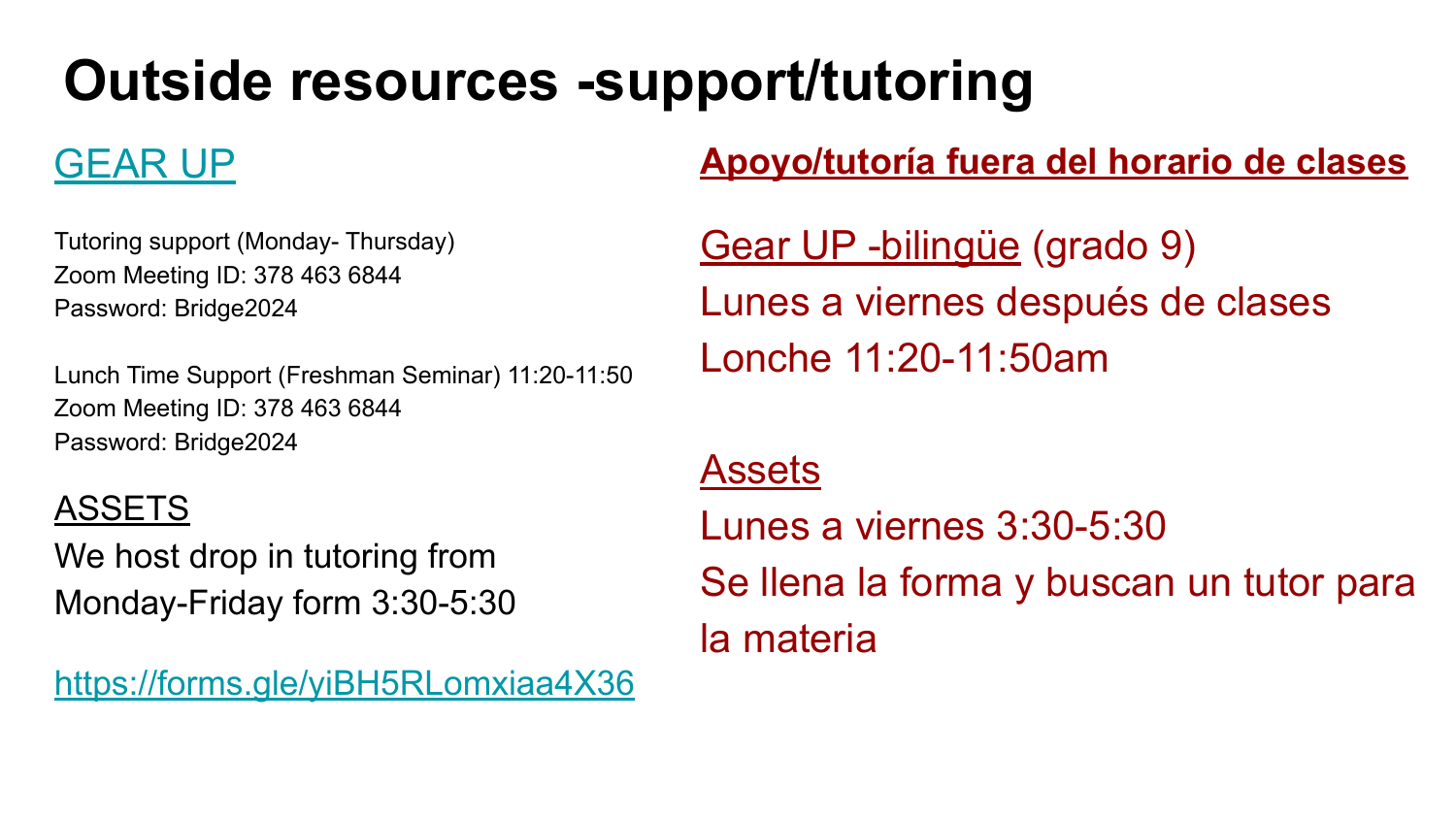# Outside resources -support/tutoring

## GEAR UP

Tutoring support (Monday- Thursday)
Zoom Meeting ID: 378 463 6844
Password: Bridge2024

Lunch Time Support (Freshman Seminar) 11:20-11:50
Zoom Meeting ID: 378 463 6844
Password: Bridge2024

**ASSETS**

We host drop in tutoring from Monday-Friday form 3:30-5:30

https://forms.gle/yiBH5RLomxiaa4X36

## Apoyo/tutoría fuera del horario de clases

**Gear UP -bilingüe** (grado 9)
Lunes a viernes después de clases
Lonche 11:20-11:50am

**Assets**
Lunes a viernes 3:30-5:30
Se llena la forma y buscan un tutor para la materia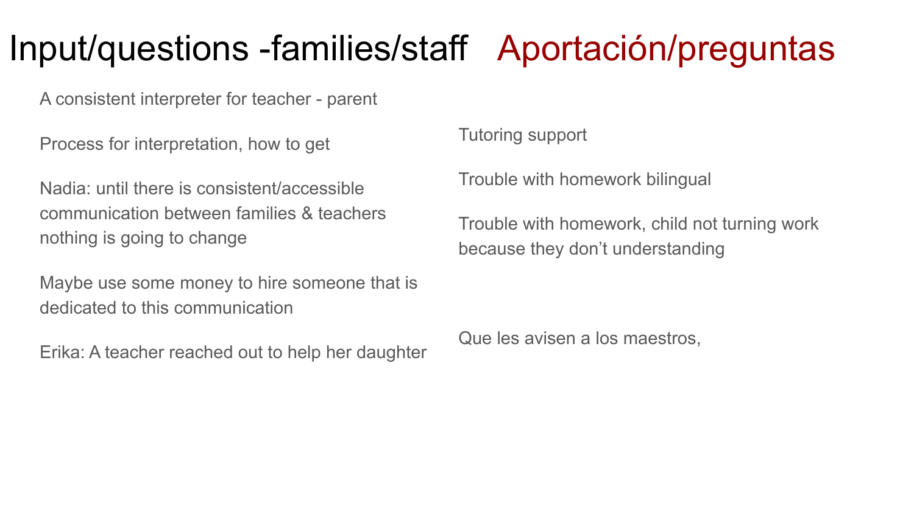# Input/questions -families/staff Aportación/preguntas

A consistent interpreter for teacher - parent

Process for interpretation, how to get

Nadia: until there is consistent/accessible communication between families & teachers nothing is going to change

Maybe use some money to hire someone that is dedicated to this communication

Erika: A teacher reached out to help her daughter

Tutoring support

Trouble with homework bilingual

Trouble with homework, child not turning work because they don't understanding

Que les avisen a los maestros,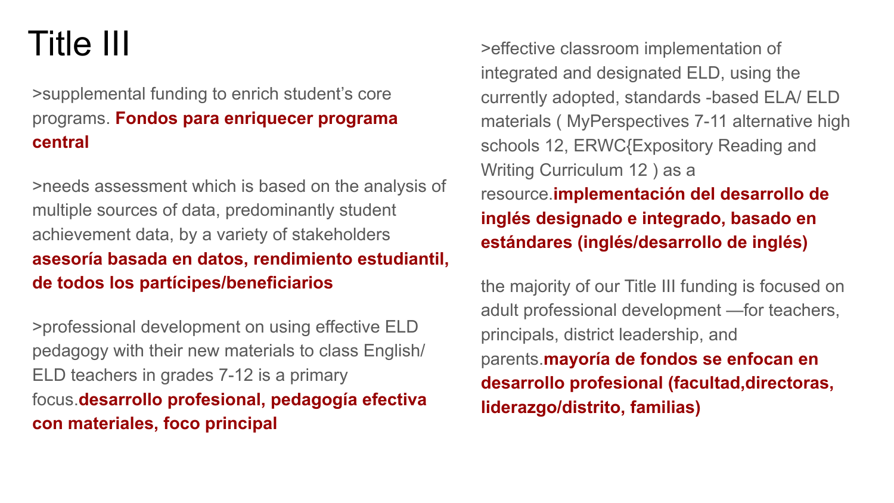# Title III

>supplemental funding to enrich student's core programs. **Fondos para enriquecer programa central**

>needs assessment which is based on the analysis of multiple sources of data, predominantly student achievement data, by a variety of stakeholders **asesoría basada en datos, rendimiento estudiantil, de todos los partícipes/beneficiarios**

>professional development on using effective ELD pedagogy with their new materials to class English/ ELD teachers in grades 7-12 is a primary focus.**desarrollo profesional, pedagogía efectiva con materiales, foco principal**

>effective classroom implementation of integrated and designated ELD, using the currently adopted, standards -based ELA/ ELD materials ( MyPerspectives 7-11 alternative high schools 12, ERWC{Expository Reading and Writing Curriculum 12 ) as a resource.**implementación del desarrollo de inglés designado e integrado, basado en estándares (inglés/desarrollo de inglés)**

the majority of our Title III funding is focused on adult professional development —for teachers, principals, district leadership, and parents.**mayoría de fondos se enfocan en desarrollo profesional (facultad,directoras, liderazgo/distrito, familias)**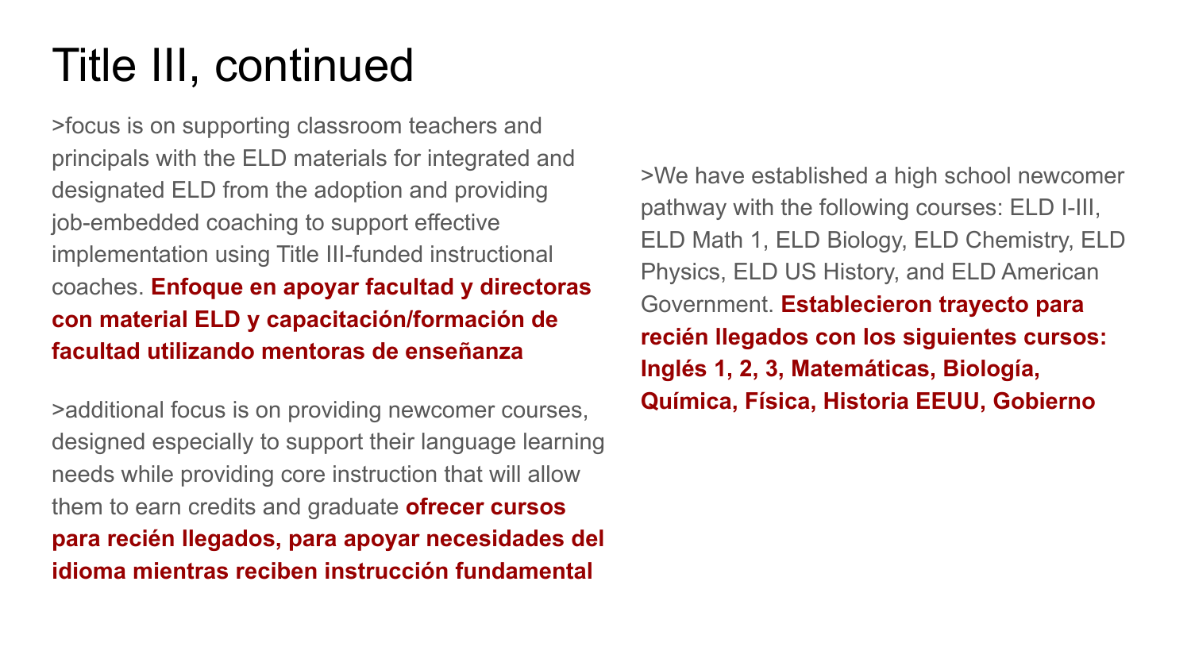# Title III, continued

>focus is on supporting classroom teachers and principals with the ELD materials for integrated and designated ELD from the adoption and providing job-embedded coaching to support effective implementation using Title III-funded instructional coaches. **Enfoque en apoyar facultad y directoras con material ELD y capacitación/formación de facultad utilizando mentoras de enseñanza**

>additional focus is on providing newcomer courses, designed especially to support their language learning needs while providing core instruction that will allow them to earn credits and graduate **ofrecer cursos para recién llegados, para apoyar necesidades del idioma mientras reciben instrucción fundamental**

>We have established a high school newcomer pathway with the following courses: ELD I-III, ELD Math 1, ELD Biology, ELD Chemistry, ELD Physics, ELD US History, and ELD American Government. **Establecieron trayecto para recién llegados con los siguientes cursos: Inglés 1, 2, 3, Matemáticas, Biología, Química, Física, Historia EEUU, Gobierno**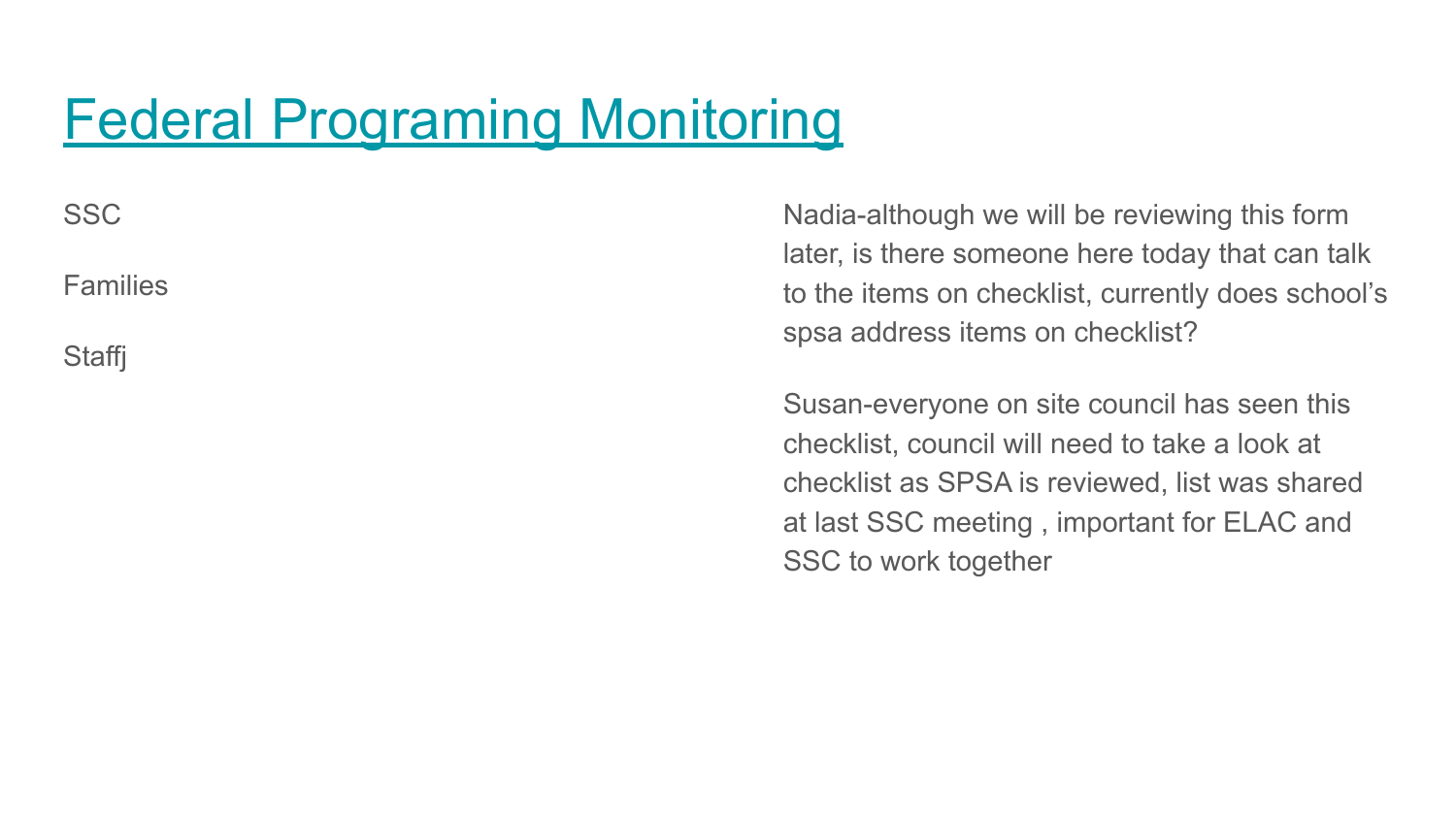# Federal Programing Monitoring

SSC

Families

Staffj

Nadia-although we will be reviewing this form later, is there someone here today that can talk to the items on checklist, currently does school's spsa address items on checklist?

Susan-everyone on site council has seen this checklist, council will need to take a look at checklist as SPSA is reviewed, list was shared at last SSC meeting , important for ELAC and SSC to work together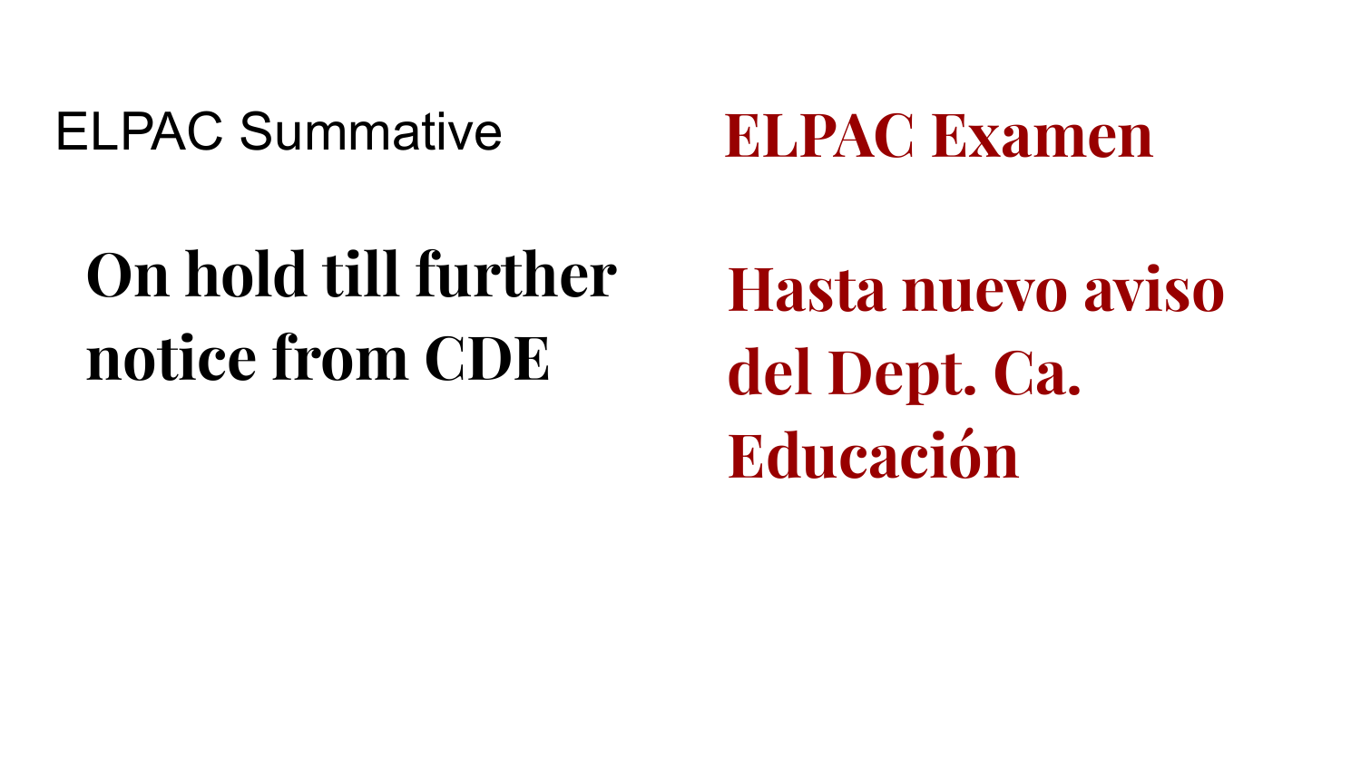## ELPAC Summative

**On hold till further notice from CDE**

## ELPAC Examen

**Hasta nuevo aviso del Dept. Ca. Educación**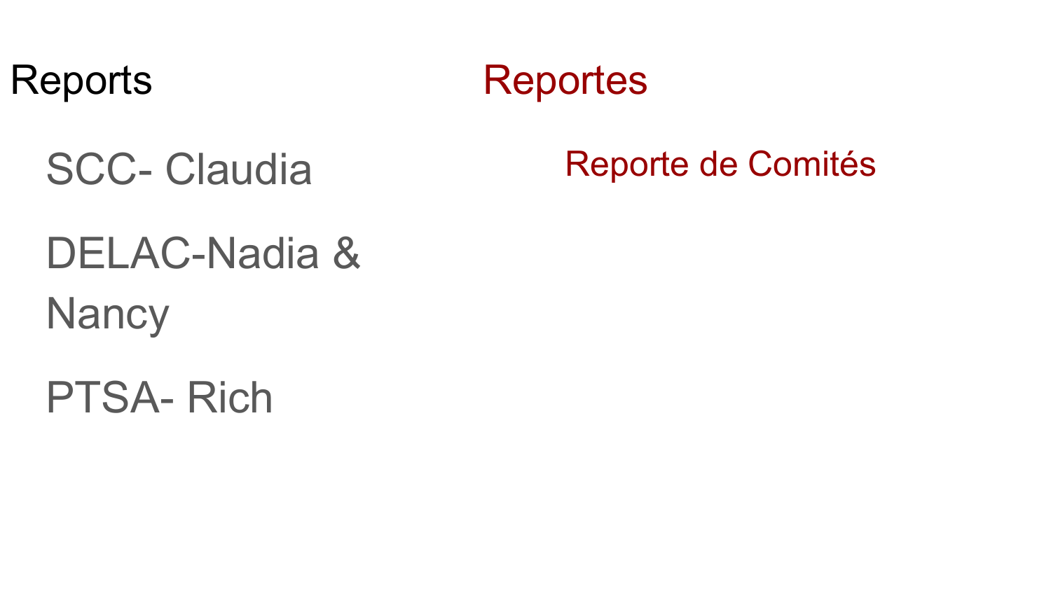## Reports

- SCC- Claudia
- DELAC-Nadia & Nancy
- PTSA- Rich

## Reportes

- Reporte de Comités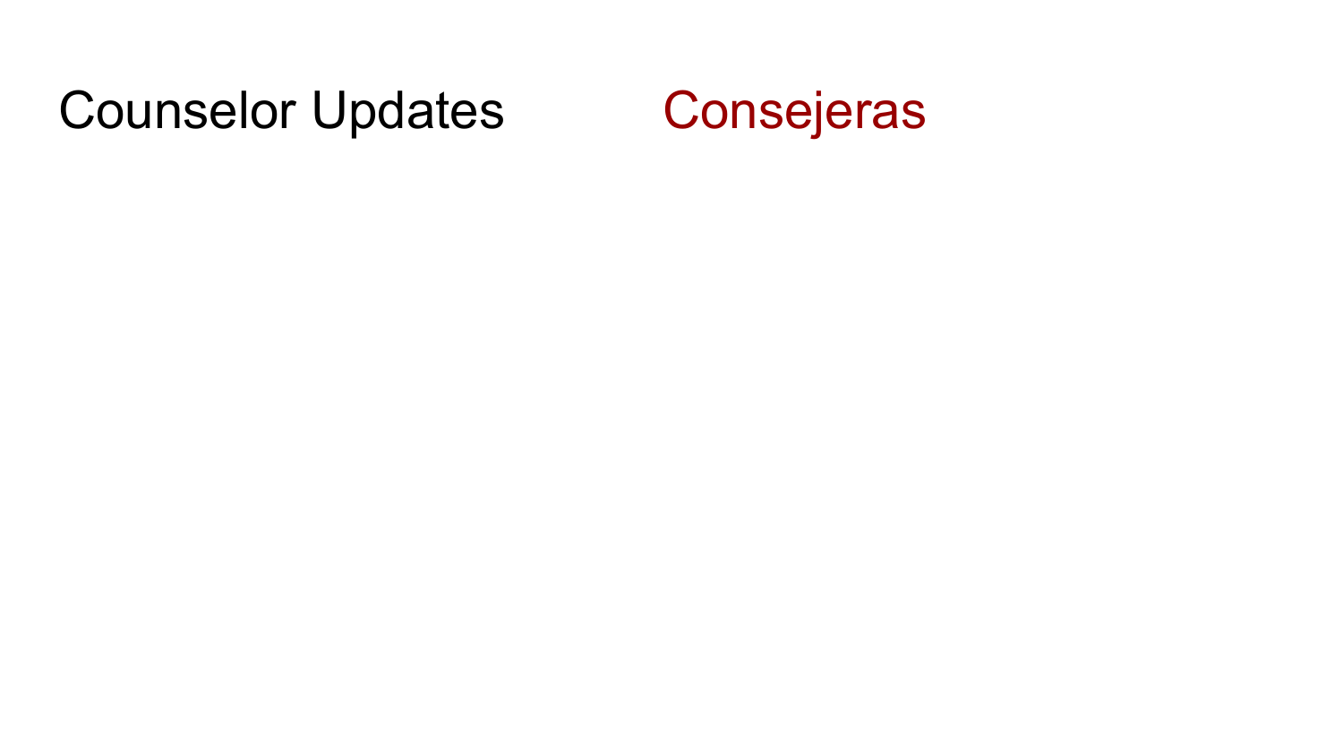# Counselor Updates

# Consejeras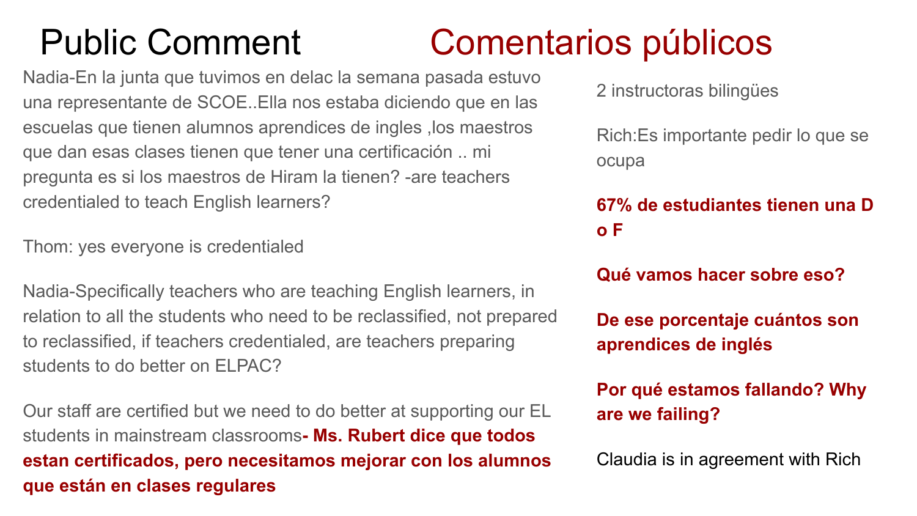# Public Comment Comentarios públicos

Nadia-En la junta que tuvimos en delac la semana pasada estuvo una representante de SCOE..Ella nos estaba diciendo que en las escuelas que tienen alumnos aprendices de ingles ,los maestros que dan esas clases tienen que tener una certificación .. mi pregunta es si los maestros de Hiram la tienen? -are teachers credentialed to teach English learners?

Thom: yes everyone is credentialed

Nadia-Specifically teachers who are teaching English learners, in relation to all the students who need to be reclassified, not prepared to reclassified, if teachers credentialed, are teachers preparing students to do better on ELPAC?

Our staff are certified but we need to do better at supporting our EL students in mainstream classrooms**- Ms. Rubert dice que todos estan certificados, pero necesitamos mejorar con los alumnos que están en clases regulares**

2 instructoras bilingües

Rich:Es importante pedir lo que se ocupa

**67% de estudiantes tienen una D o F**

**Qué vamos hacer sobre eso?**

**De ese porcentaje cuántos son aprendices de inglés**

**Por qué estamos fallando? Why are we failing?**

Claudia is in agreement with Rich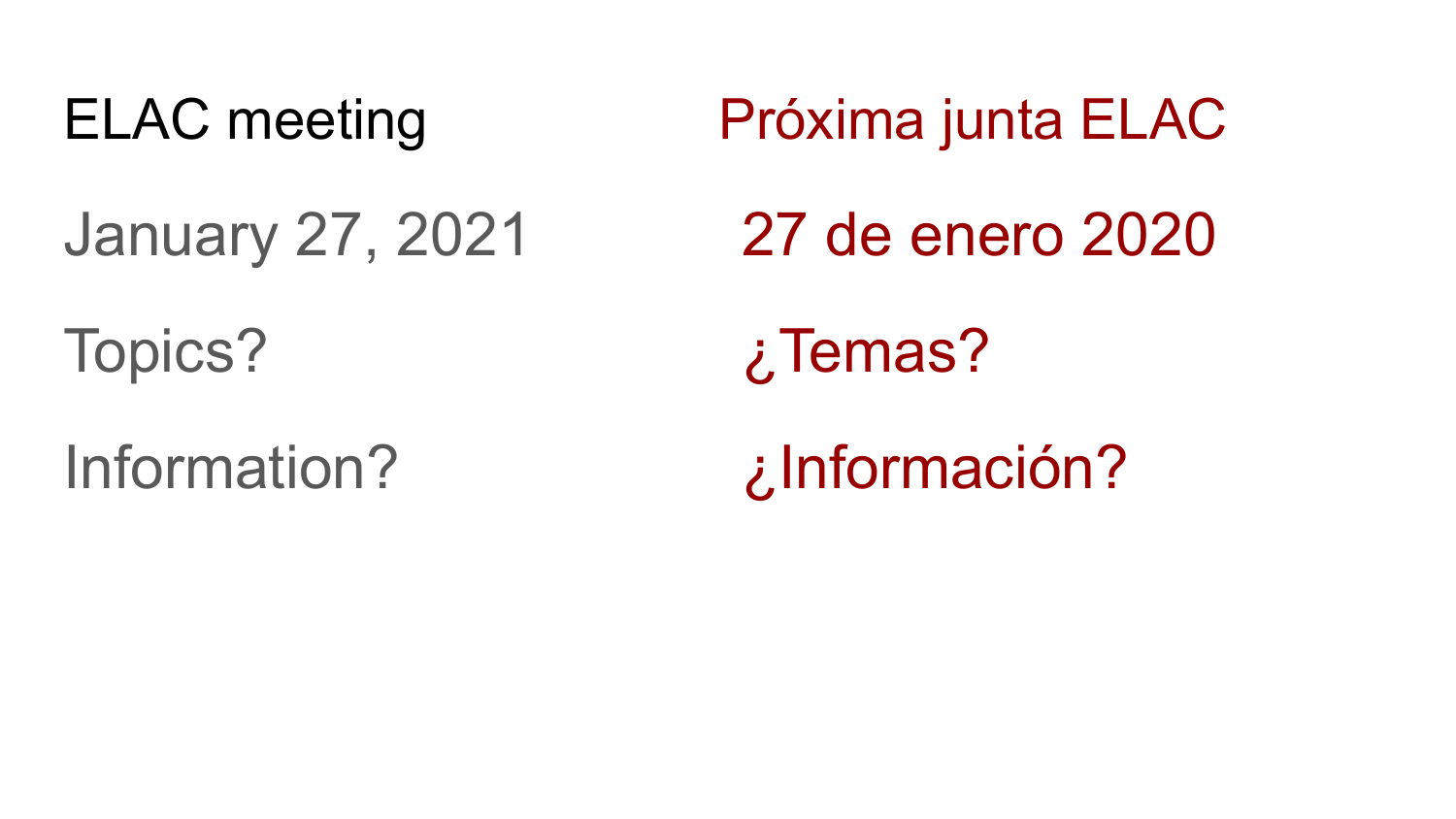ELAC meeting

January 27, 2021

Topics?

Information?

Próxima junta ELAC

27 de enero 2020

¿Temas?

¿Información?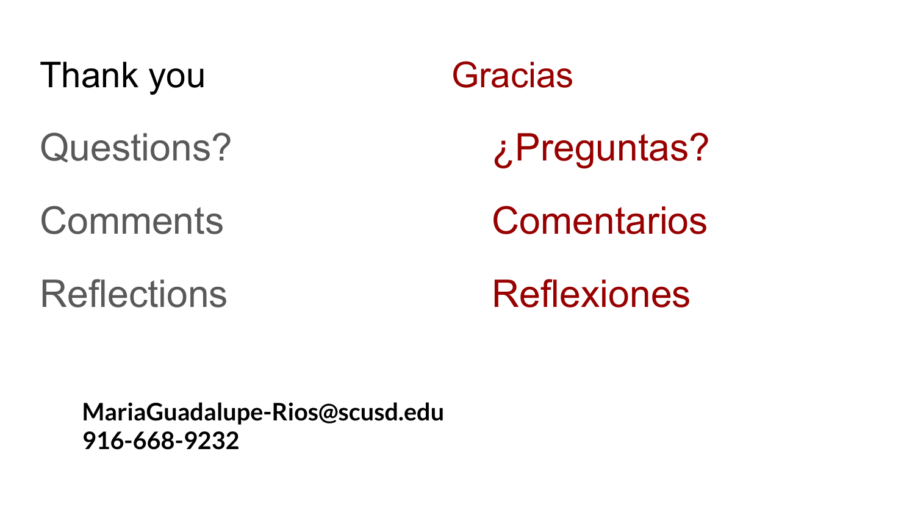Thank you

Gracias

Questions?

¿Preguntas?

Comments

Comentarios

Reflections

Reflexiones

**MariaGuadalupe-Rios@scusd.edu**
**916-668-9232**